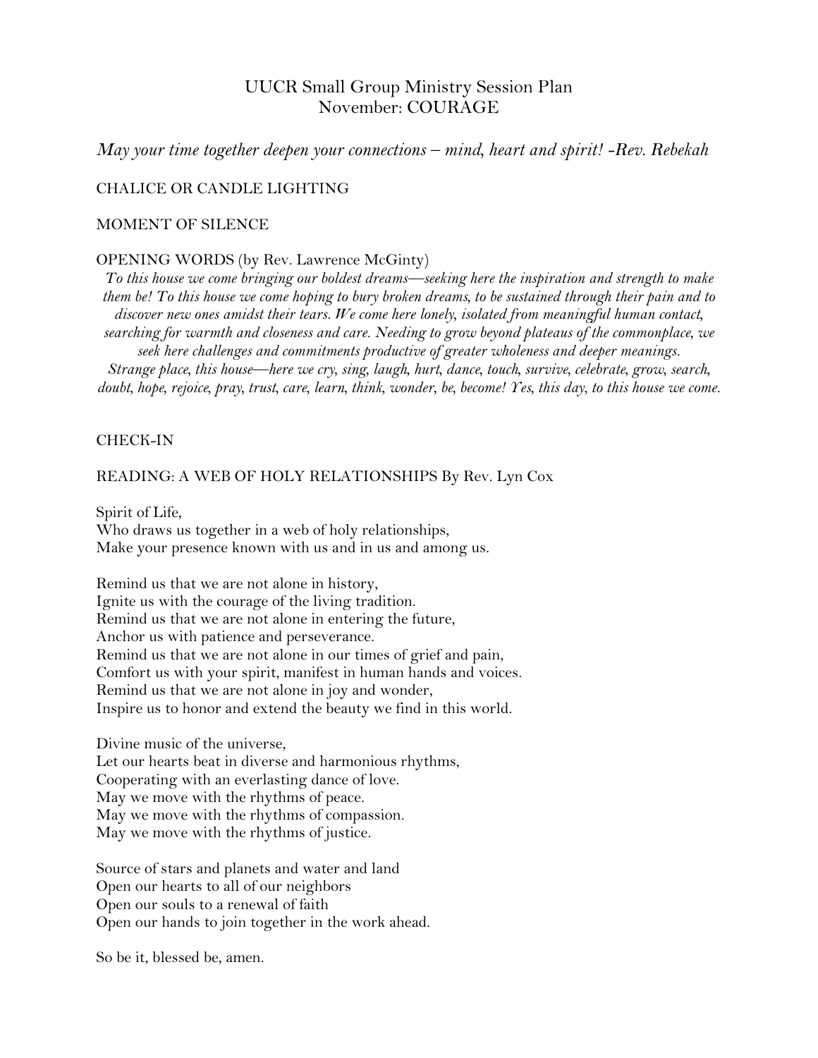# UUCR Small Group Ministry Session Plan
## November: COURAGE

*May your time together deepen your connections – mind, heart and spirit! -Rev. Rebekah*

CHALICE OR CANDLE LIGHTING

MOMENT OF SILENCE

OPENING WORDS (by Rev. Lawrence McGinty)

*To this house we come bringing our boldest dreams—seeking here the inspiration and strength to make them be! To this house we come hoping to bury broken dreams, to be sustained through their pain and to discover new ones amidst their tears. We come here lonely, isolated from meaningful human contact, searching for warmth and closeness and care. Needing to grow beyond plateaus of the commonplace, we seek here challenges and commitments productive of greater wholeness and deeper meanings. Strange place, this house—here we cry, sing, laugh, hurt, dance, touch, survive, celebrate, grow, search, doubt, hope, rejoice, pray, trust, care, learn, think, wonder, be, become! Yes, this day, to this house we come.*

CHECK-IN

READING: A WEB OF HOLY RELATIONSHIPS By Rev. Lyn Cox

Spirit of Life,
Who draws us together in a web of holy relationships,
Make your presence known with us and in us and among us.

Remind us that we are not alone in history,
Ignite us with the courage of the living tradition.
Remind us that we are not alone in entering the future,
Anchor us with patience and perseverance.
Remind us that we are not alone in our times of grief and pain,
Comfort us with your spirit, manifest in human hands and voices.
Remind us that we are not alone in joy and wonder,
Inspire us to honor and extend the beauty we find in this world.

Divine music of the universe,
Let our hearts beat in diverse and harmonious rhythms,
Cooperating with an everlasting dance of love.
May we move with the rhythms of peace.
May we move with the rhythms of compassion.
May we move with the rhythms of justice.

Source of stars and planets and water and land
Open our hearts to all of our neighbors
Open our souls to a renewal of faith
Open our hands to join together in the work ahead.

So be it, blessed be, amen.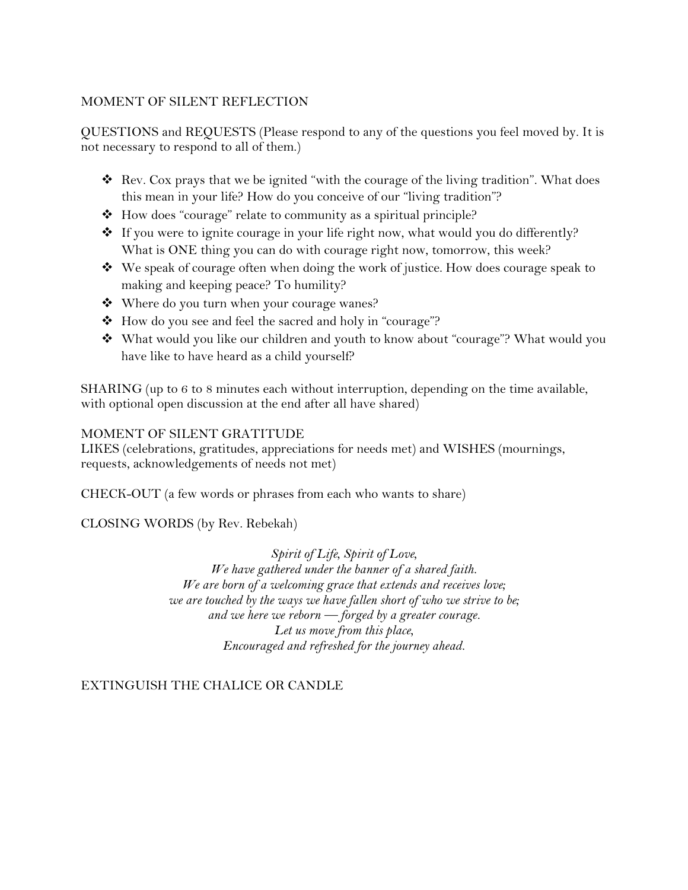MOMENT OF SILENT REFLECTION

QUESTIONS and REQUESTS (Please respond to any of the questions you feel moved by. It is not necessary to respond to all of them.)

- Rev. Cox prays that we be ignited "with the courage of the living tradition". What does this mean in your life? How do you conceive of our "living tradition"?
- How does "courage" relate to community as a spiritual principle?
- If you were to ignite courage in your life right now, what would you do differently? What is ONE thing you can do with courage right now, tomorrow, this week?
- We speak of courage often when doing the work of justice. How does courage speak to making and keeping peace? To humility?
- Where do you turn when your courage wanes?
- How do you see and feel the sacred and holy in "courage"?
- What would you like our children and youth to know about "courage"? What would you have like to have heard as a child yourself?

SHARING (up to 6 to 8 minutes each without interruption, depending on the time available, with optional open discussion at the end after all have shared)

MOMENT OF SILENT GRATITUDE
LIKES (celebrations, gratitudes, appreciations for needs met) and WISHES (mournings, requests, acknowledgements of needs not met)

CHECK-OUT (a few words or phrases from each who wants to share)

CLOSING WORDS (by Rev. Rebekah)

*Spirit of Life, Spirit of Love,*
*We have gathered under the banner of a shared faith.*
*We are born of a welcoming grace that extends and receives love;*
*we are touched by the ways we have fallen short of who we strive to be;*
*and we here we reborn — forged by a greater courage.*
*Let us move from this place,*
*Encouraged and refreshed for the journey ahead.*

EXTINGUISH THE CHALICE OR CANDLE